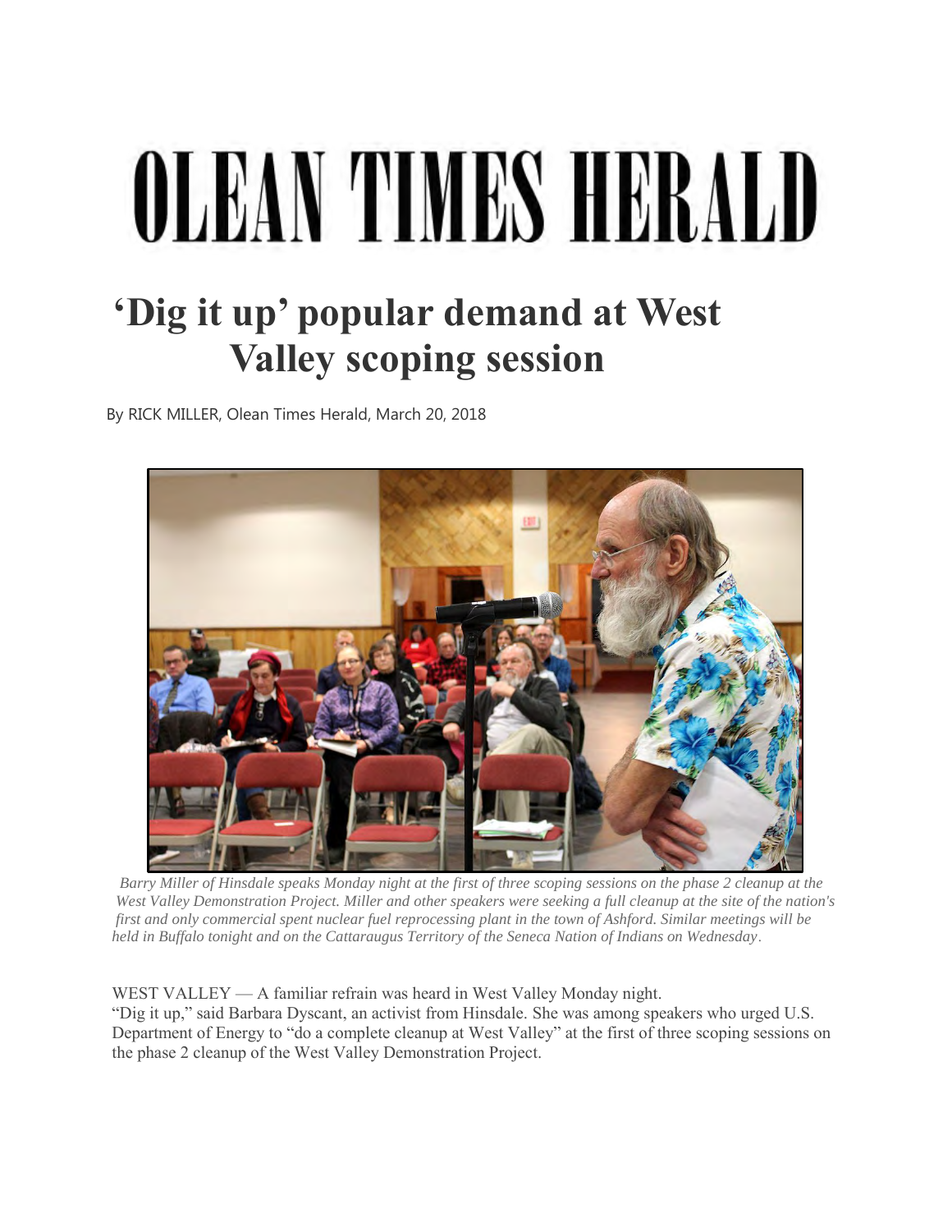# OLEAN TIMES HERALD

## 'Dig it up' popular demand at West Valley scoping session

By RICK MILLER, Olean Times Herald, March 20, 2018

*Barry Miller of Hinsdale speaks Monday night at the first of three scoping sessions on the phase 2 cleanup at the West Valley Demonstration Project. Miller and other speakers were seeking a full cleanup at the site of the nation's first and only commercial spent nuclear fuel reprocessing plant in the town of Ashford. Similar meetings will be held in Buffalo tonight and on the Cattaraugus Territory of the Seneca Nation of Indians on Wednesday.*

WEST VALLEY — A familiar refrain was heard in West Valley Monday night.

"Dig it up," said Barbara Dyscant, an activist from Hinsdale. She was among speakers who urged U.S. Department of Energy to "do a complete cleanup at West Valley" at the first of three scoping sessions on the phase 2 cleanup of the West Valley Demonstration Project.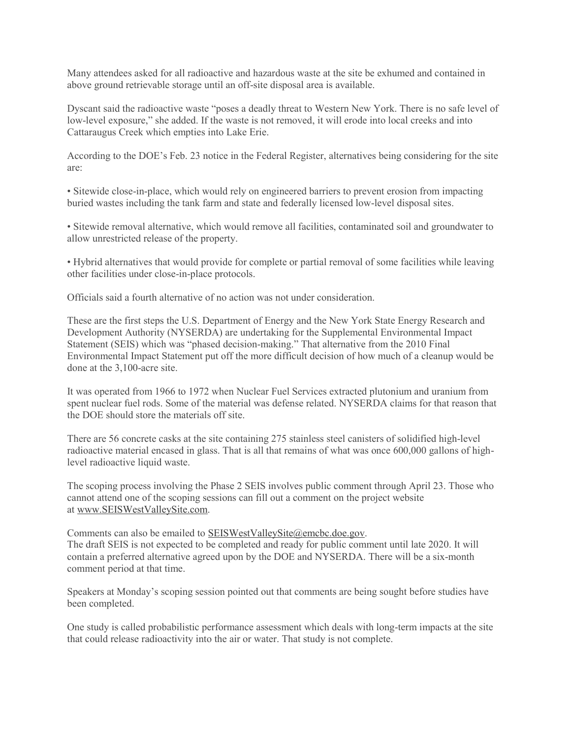Many attendees asked for all radioactive and hazardous waste at the site be exhumed and contained in above ground retrievable storage until an off-site disposal area is available.

Dyscant said the radioactive waste "poses a deadly threat to Western New York. There is no safe level of low-level exposure," she added. If the waste is not removed, it will erode into local creeks and into Cattaraugus Creek which empties into Lake Erie.

According to the DOE's Feb. 23 notice in the Federal Register, alternatives being considering for the site are:

• Sitewide close-in-place, which would rely on engineered barriers to prevent erosion from impacting buried wastes including the tank farm and state and federally licensed low-level disposal sites.

• Sitewide removal alternative, which would remove all facilities, contaminated soil and groundwater to allow unrestricted release of the property.

• Hybrid alternatives that would provide for complete or partial removal of some facilities while leaving other facilities under close-in-place protocols.

Officials said a fourth alternative of no action was not under consideration.

These are the first steps the U.S. Department of Energy and the New York State Energy Research and Development Authority (NYSERDA) are undertaking for the Supplemental Environmental Impact Statement (SEIS) which was "phased decision-making." That alternative from the 2010 Final Environmental Impact Statement put off the more difficult decision of how much of a cleanup would be done at the 3,100-acre site.

It was operated from 1966 to 1972 when Nuclear Fuel Services extracted plutonium and uranium from spent nuclear fuel rods. Some of the material was defense related. NYSERDA claims for that reason that the DOE should store the materials off site.

There are 56 concrete casks at the site containing 275 stainless steel canisters of solidified high-level radioactive material encased in glass. That is all that remains of what was once 600,000 gallons of high-level radioactive liquid waste.

The scoping process involving the Phase 2 SEIS involves public comment through April 23. Those who cannot attend one of the scoping sessions can fill out a comment on the project website at www.SEISWestValleySite.com.

Comments can also be emailed to SEISWestValleySite@emcbc.doe.gov.
The draft SEIS is not expected to be completed and ready for public comment until late 2020. It will contain a preferred alternative agreed upon by the DOE and NYSERDA. There will be a six-month comment period at that time.

Speakers at Monday's scoping session pointed out that comments are being sought before studies have been completed.

One study is called probabilistic performance assessment which deals with long-term impacts at the site that could release radioactivity into the air or water. That study is not complete.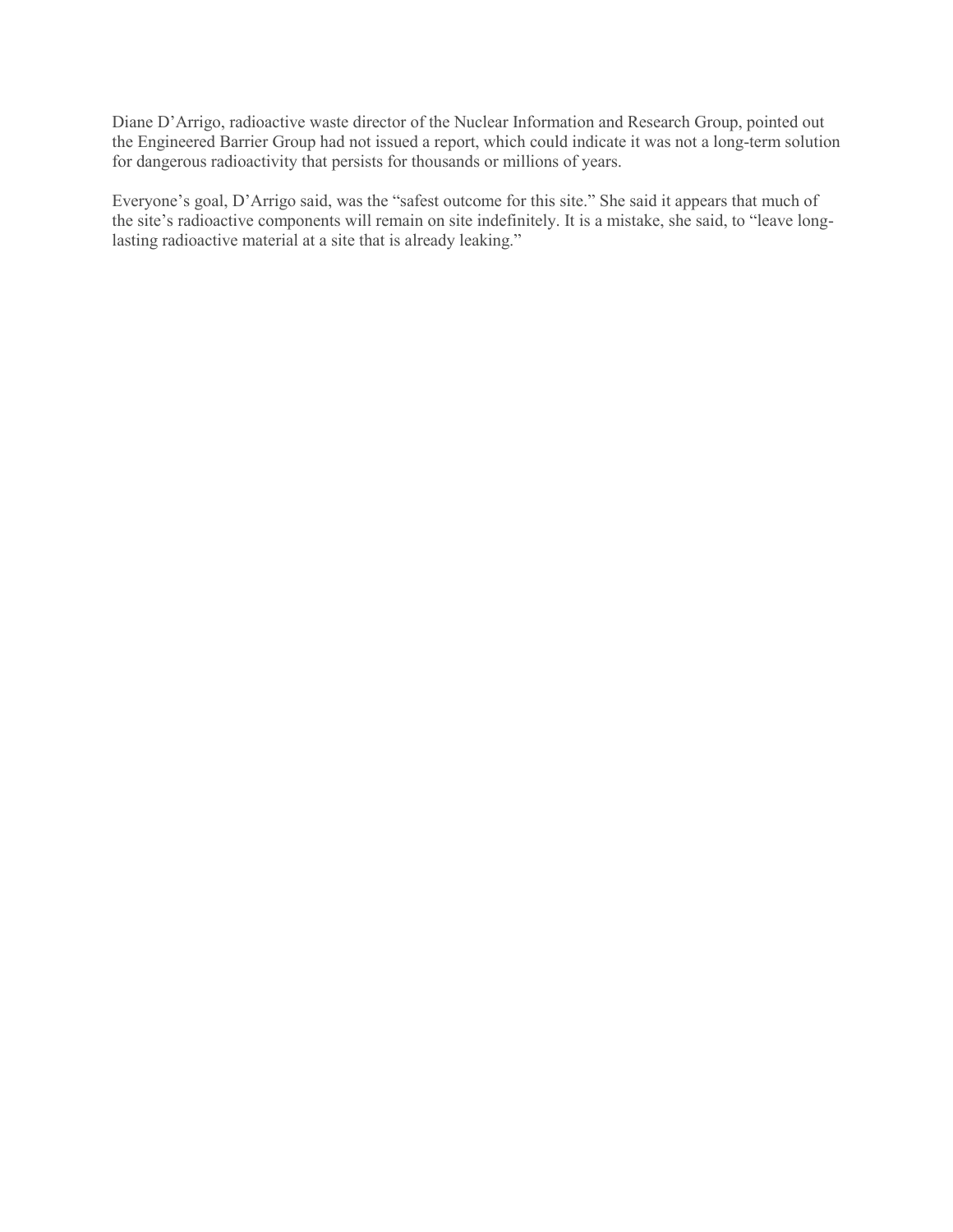Diane D'Arrigo, radioactive waste director of the Nuclear Information and Research Group, pointed out the Engineered Barrier Group had not issued a report, which could indicate it was not a long-term solution for dangerous radioactivity that persists for thousands or millions of years.

Everyone's goal, D'Arrigo said, was the "safest outcome for this site." She said it appears that much of the site's radioactive components will remain on site indefinitely. It is a mistake, she said, to "leave long-lasting radioactive material at a site that is already leaking."